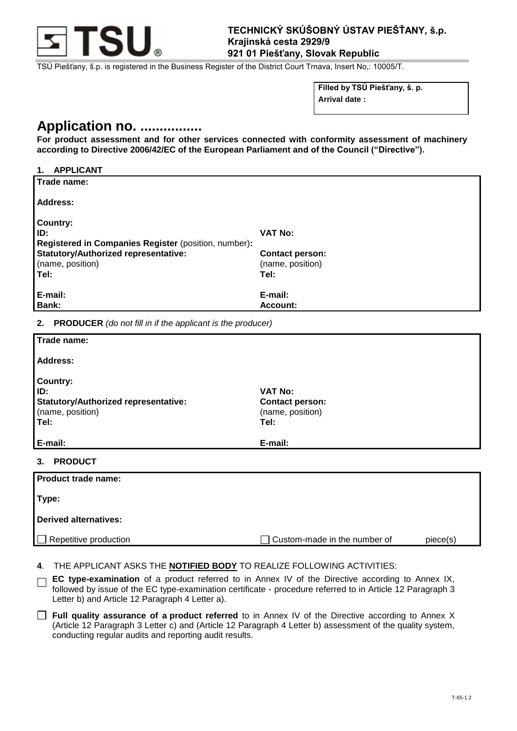**TECHNICKÝ SKÚŠOBNÝ ÚSTAV PIEŠŤANY, š.p.**
**Krajinská cesta 2929/9**
**921 01 Piešťany, Slovak Republic**

TSÚ Piešťany, š.p. is registered in the Business Register of the District Court Trnava, Insert No,: 10005/T.

| **Filled by TSÚ Piešťany, š. p.** |
|---|
| **Arrival date :** |

# Application no. ................

**For product assessment and for other services connected with conformity assessment of machinery according to Directive 2006/42/EC of the European Parliament and of the Council ("Directive").**

## 1. APPLICANT

| | |
|---|---|
| **Trade name:** | |
| **Address:** | |
| **Country:** | |
| **ID:** | **VAT No:** |
| **Registered in Companies Register** (position, number)**:** | |
| **Statutory/Authorized representative:** (name, position) | **Contact person:** (name, position) |
| **Tel:** | **Tel:** |
| **E-mail:** | **E-mail:** |
| **Bank:** | **Account:** |

## 2. PRODUCER *(do not fill in if the applicant is the producer)*

| | |
|---|---|
| **Trade name:** | |
| **Address:** | |
| **Country:** | |
| **ID:** | **VAT No:** |
| **Statutory/Authorized representative:** (name, position) | **Contact person:** (name, position) |
| **Tel:** | **Tel:** |
| **E-mail:** | **E-mail:** |

## 3. PRODUCT

| | |
|---|---|
| **Product trade name:** | |
| **Type:** | |
| **Derived alternatives:** | |
| ☐ Repetitive production | ☐ Custom-made in the number of piece(s) |

**4**. THE APPLICANT ASKS THE **NOTIFIED BODY** TO REALIZE FOLLOWING ACTIVITIES:

☐ **EC type-examination** of a product referred to in Annex IV of the Directive according to Annex IX, followed by issue of the EC type-examination certificate - procedure referred to in Article 12 Paragraph 3 Letter b) and Article 12 Paragraph 4 Letter a).

☐ **Full quality assurance of a product referred** to in Annex IV of the Directive according to Annex X (Article 12 Paragraph 3 Letter c) and (Article 12 Paragraph 4 Letter b) assessment of the quality system, conducting regular audits and reporting audit results.

T-65-1.2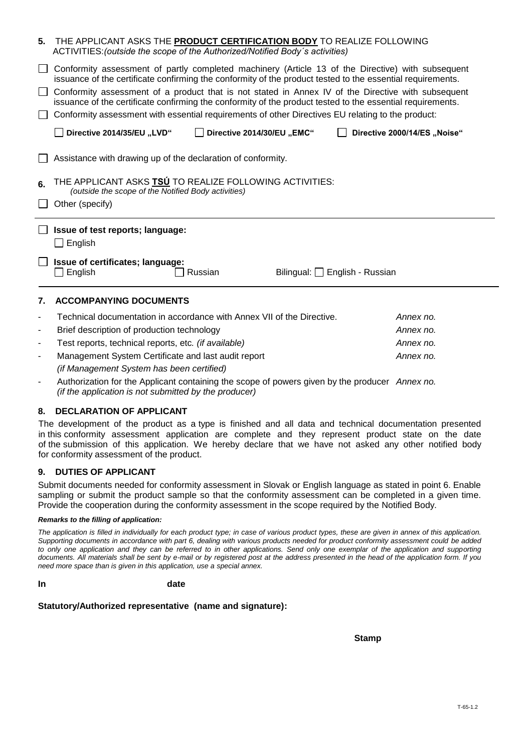**5.** THE APPLICANT ASKS THE **PRODUCT CERTIFICATION BODY** TO REALIZE FOLLOWING ACTIVITIES: *(outside the scope of the Authorized/Notified Body´s activities)*

☐ Conformity assessment of partly completed machinery (Article 13 of the Directive) with subsequent issuance of the certificate confirming the conformity of the product tested to the essential requirements.

☐ Conformity assessment of a product that is not stated in Annex IV of the Directive with subsequent issuance of the certificate confirming the conformity of the product tested to the essential requirements.

☐ Conformity assessment with essential requirements of other Directives EU relating to the product:

☐ **Directive 2014/35/EU „LVD“** ☐ **Directive 2014/30/EU „EMC“** ☐ **Directive 2000/14/ES „Noise“**

☐ Assistance with drawing up of the declaration of conformity.

**6.** THE APPLICANT ASKS **TSÚ** TO REALIZE FOLLOWING ACTIVITIES:
*(outside the scope of the Notified Body activities)*

☐ Other (specify)

---

☐ **Issue of test reports; language:**
☐ English

☐ **Issue of certificates; language:**
☐ English ☐ Russian Bilingual: ☐ English - Russian

## 7. ACCOMPANYING DOCUMENTS

| | |
|---|---|
| - Technical documentation in accordance with Annex VII of the Directive. | *Annex no.* |
| - Brief description of production technology | *Annex no.* |
| - Test reports, technical reports, etc. *(if available)* | *Annex no.* |
| - Management System Certificate and last audit report *(if Management System has been certified)* | *Annex no.* |
| - Authorization for the Applicant containing the scope of powers given by the producer *(if the application is not submitted by the producer)* | *Annex no.* |

## 8. DECLARATION OF APPLICANT

The development of the product as a type is finished and all data and technical documentation presented in this conformity assessment application are complete and they represent product state on the date of the submission of this application. We hereby declare that we have not asked any other notified body for conformity assessment of the product.

## 9. DUTIES OF APPLICANT

Submit documents needed for conformity assessment in Slovak or English language as stated in point 6. Enable sampling or submit the product sample so that the conformity assessment can be completed in a given time. Provide the cooperation during the conformity assessment in the scope required by the Notified Body.

***Remarks to the filling of application:***

*The application is filled in individually for each product type; in case of various product types, these are given in annex of this application. Supporting documents in accordance with part 6, dealing with various products needed for product conformity assessment could be added to only one application and they can be referred to in other applications. Send only one exemplar of the application and supporting documents. All materials shall be sent by e-mail or by registered post at the address presented in the head of the application form. If you need more space than is given in this application, use a special annex.*

**In** **date**

**Statutory/Authorized representative (name and signature):**

**Stamp**

T-65-1.2